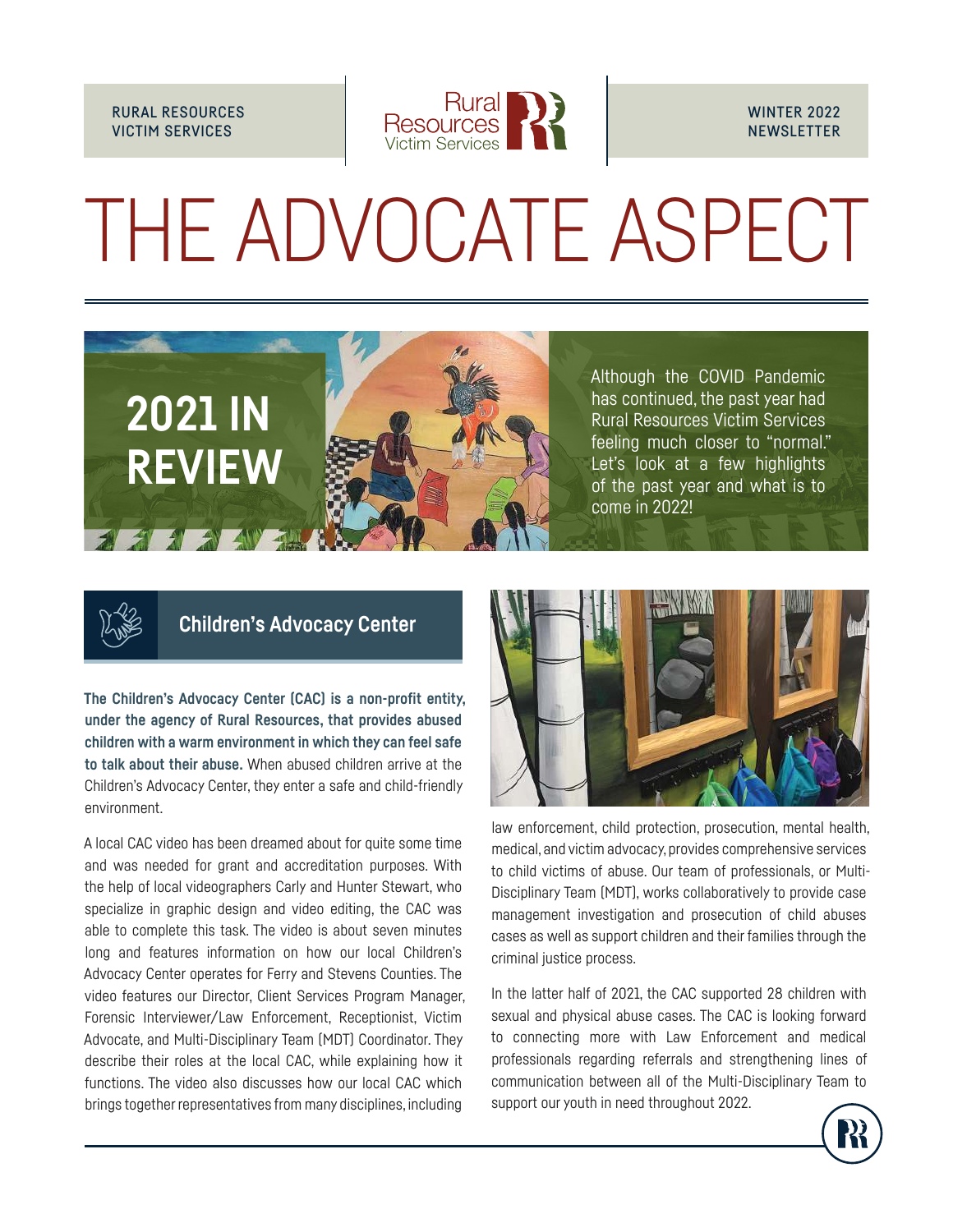RURAL RESOURCES VICTIM SERVICES

WINTER 2022 NEWSLETTER

# THE ADVOCATE ASPECT

## 2021 IN REVIEW

Although the COVID Pandemic has continued, the past year had Rural Resources Victim Services feeling much closer to "normal." Let's look at a few highlights of the past year and what is to come in 2022!

### Children's Advocacy Center

**The Children's Advocacy Center (CAC) is a non-profit entity, under the agency of Rural Resources, that provides abused children with a warm environment in which they can feel safe to talk about their abuse.** When abused children arrive at the Children's Advocacy Center, they enter a safe and child-friendly environment.

A local CAC video has been dreamed about for quite some time and was needed for grant and accreditation purposes. With the help of local videographers Carly and Hunter Stewart, who specialize in graphic design and video editing, the CAC was able to complete this task. The video is about seven minutes long and features information on how our local Children's Advocacy Center operates for Ferry and Stevens Counties. The video features our Director, Client Services Program Manager, Forensic Interviewer/Law Enforcement, Receptionist, Victim Advocate, and Multi-Disciplinary Team (MDT) Coordinator. They describe their roles at the local CAC, while explaining how it functions. The video also discusses how our local CAC which brings together representatives from many disciplines, including law enforcement, child protection, prosecution, mental health, medical, and victim advocacy, provides comprehensive services to child victims of abuse. Our team of professionals, or Multi-Disciplinary Team (MDT), works collaboratively to provide case management investigation and prosecution of child abuses cases as well as support children and their families through the criminal justice process.

In the latter half of 2021, the CAC supported 28 children with sexual and physical abuse cases. The CAC is looking forward to connecting more with Law Enforcement and medical professionals regarding referrals and strengthening lines of communication between all of the Multi-Disciplinary Team to support our youth in need throughout 2022.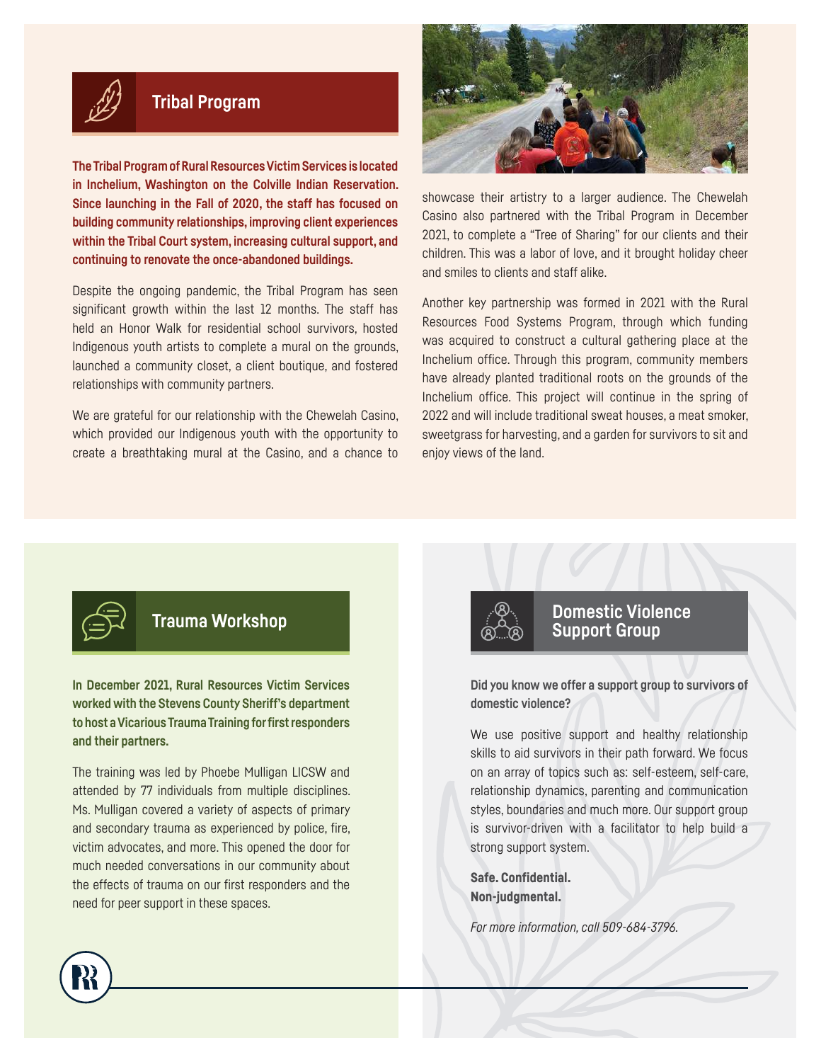## Tribal Program

**The Tribal Program of Rural Resources Victim Services is located in Inchelium, Washington on the Colville Indian Reservation. Since launching in the Fall of 2020, the staff has focused on building community relationships, improving client experiences within the Tribal Court system, increasing cultural support, and continuing to renovate the once-abandoned buildings.**

Despite the ongoing pandemic, the Tribal Program has seen significant growth within the last 12 months. The staff has held an Honor Walk for residential school survivors, hosted Indigenous youth artists to complete a mural on the grounds, launched a community closet, a client boutique, and fostered relationships with community partners.

We are grateful for our relationship with the Chewelah Casino, which provided our Indigenous youth with the opportunity to create a breathtaking mural at the Casino, and a chance to showcase their artistry to a larger audience. The Chewelah Casino also partnered with the Tribal Program in December 2021, to complete a "Tree of Sharing" for our clients and their children. This was a labor of love, and it brought holiday cheer and smiles to clients and staff alike.

Another key partnership was formed in 2021 with the Rural Resources Food Systems Program, through which funding was acquired to construct a cultural gathering place at the Inchelium office. Through this program, community members have already planted traditional roots on the grounds of the Inchelium office. This project will continue in the spring of 2022 and will include traditional sweat houses, a meat smoker, sweetgrass for harvesting, and a garden for survivors to sit and enjoy views of the land.

## Trauma Workshop

**In December 2021, Rural Resources Victim Services worked with the Stevens County Sheriff's department to host a Vicarious Trauma Training for first responders and their partners.**

The training was led by Phoebe Mulligan LICSW and attended by 77 individuals from multiple disciplines. Ms. Mulligan covered a variety of aspects of primary and secondary trauma as experienced by police, fire, victim advocates, and more. This opened the door for much needed conversations in our community about the effects of trauma on our first responders and the need for peer support in these spaces.

## Domestic Violence Support Group

**Did you know we offer a support group to survivors of domestic violence?**

We use positive support and healthy relationship skills to aid survivors in their path forward. We focus on an array of topics such as: self-esteem, self-care, relationship dynamics, parenting and communication styles, boundaries and much more. Our support group is survivor-driven with a facilitator to help build a strong support system.

**Safe. Confidential.**
**Non-judgmental.**

*For more information, call 509-684-3796.*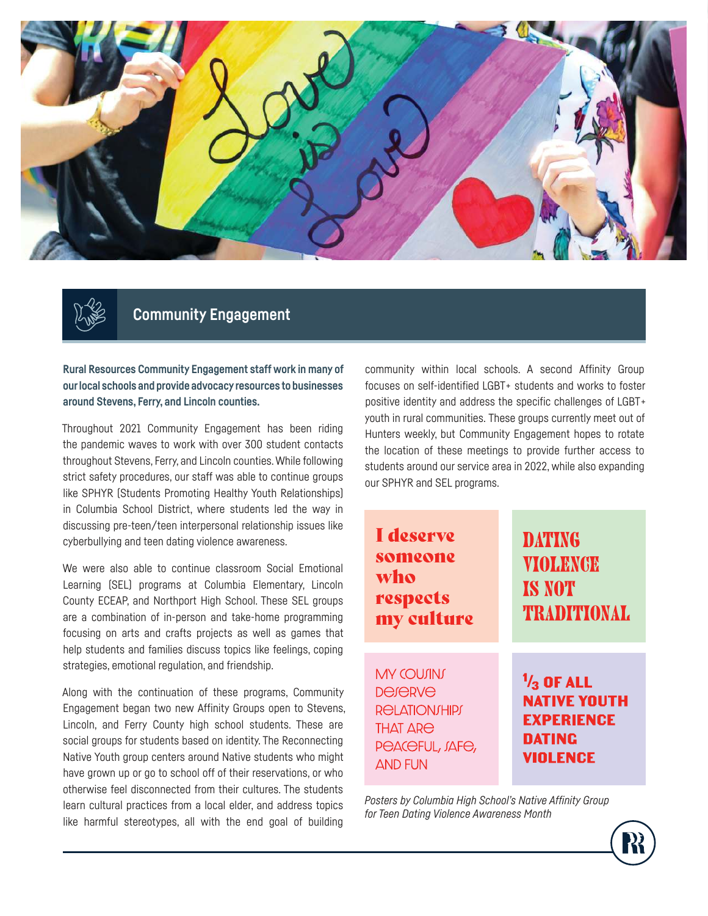## Community Engagement

**Rural Resources Community Engagement staff work in many of our local schools and provide advocacy resources to businesses around Stevens, Ferry, and Lincoln counties.**

Throughout 2021 Community Engagement has been riding the pandemic waves to work with over 300 student contacts throughout Stevens, Ferry, and Lincoln counties. While following strict safety procedures, our staff was able to continue groups like SPHYR (Students Promoting Healthy Youth Relationships) in Columbia School District, where students led the way in discussing pre-teen/teen interpersonal relationship issues like cyberbullying and teen dating violence awareness.

We were also able to continue classroom Social Emotional Learning (SEL) programs at Columbia Elementary, Lincoln County ECEAP, and Northport High School. These SEL groups are a combination of in-person and take-home programming focusing on arts and crafts projects as well as games that help students and families discuss topics like feelings, coping strategies, emotional regulation, and friendship.

Along with the continuation of these programs, Community Engagement began two new Affinity Groups open to Stevens, Lincoln, and Ferry County high school students. These are social groups for students based on identity. The Reconnecting Native Youth group centers around Native students who might have grown up or go to school off of their reservations, or who otherwise feel disconnected from their cultures. The students learn cultural practices from a local elder, and address topics like harmful stereotypes, all with the end goal of building community within local schools. A second Affinity Group focuses on self-identified LGBT+ students and works to foster positive identity and address the specific challenges of LGBT+ youth in rural communities. These groups currently meet out of Hunters weekly, but Community Engagement hopes to rotate the location of these meetings to provide further access to students around our service area in 2022, while also expanding our SPHYR and SEL programs.

I deserve someone who respects my culture

DATING VIOLENCE IS NOT TRADITIONAL

MY COUSINS DESERVE RELATIONSHIPS THAT ARE PEACEFUL, SAFE, AND FUN

1/3 OF ALL NATIVE YOUTH EXPERIENCE DATING VIOLENCE

*Posters by Columbia High School's Native Affinity Group for Teen Dating Violence Awareness Month*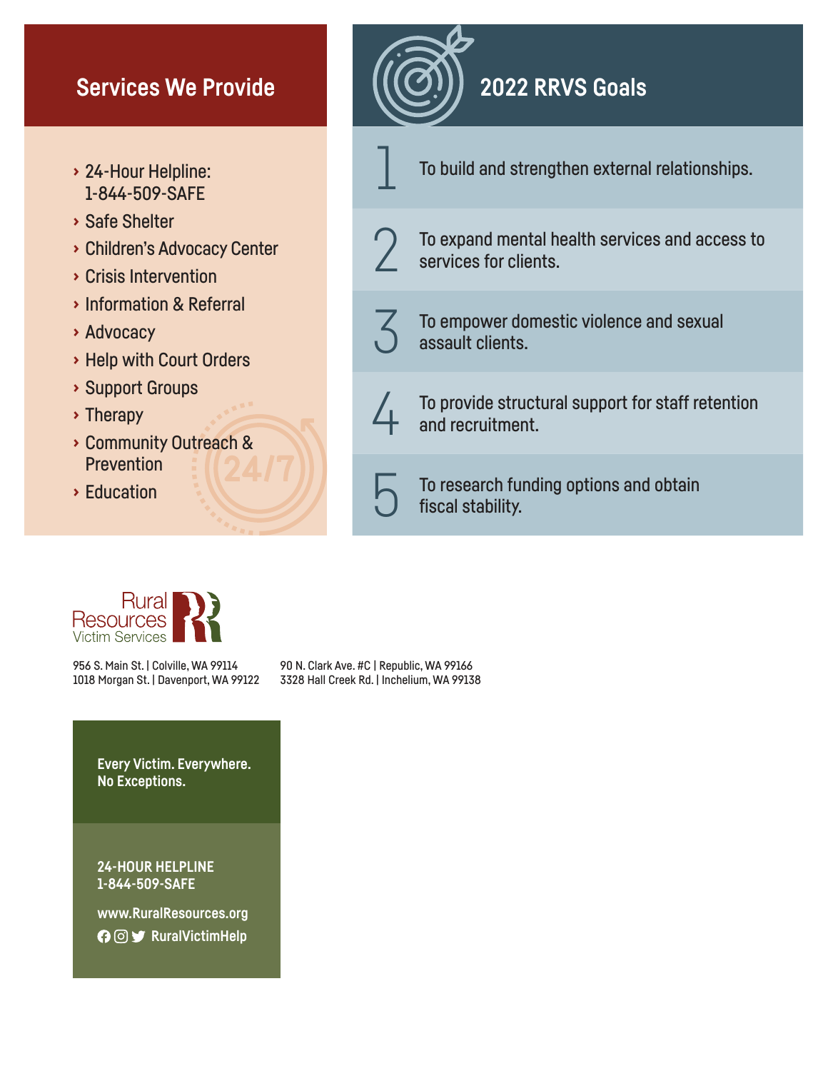## Services We Provide

- 24-Hour Helpline: 1-844-509-SAFE
- Safe Shelter
- Children's Advocacy Center
- Crisis Intervention
- Information & Referral
- Advocacy
- Help with Court Orders
- Support Groups
- Therapy
- Community Outreach & Prevention
- Education

## 2022 RRVS Goals

1. To build and strengthen external relationships.
2. To expand mental health services and access to services for clients.
3. To empower domestic violence and sexual assault clients.
4. To provide structural support for staff retention and recruitment.
5. To research funding options and obtain fiscal stability.

Rural Resources Victim Services

956 S. Main St. | Colville, WA 99114
1018 Morgan St. | Davenport, WA 99122
90 N. Clark Ave. #C | Republic, WA 99166
3328 Hall Creek Rd. | Inchelium, WA 99138

**Every Victim. Everywhere. No Exceptions.**

**24-HOUR HELPLINE**
**1-844-509-SAFE**

**www.RuralResources.org**

**RuralVictimHelp**